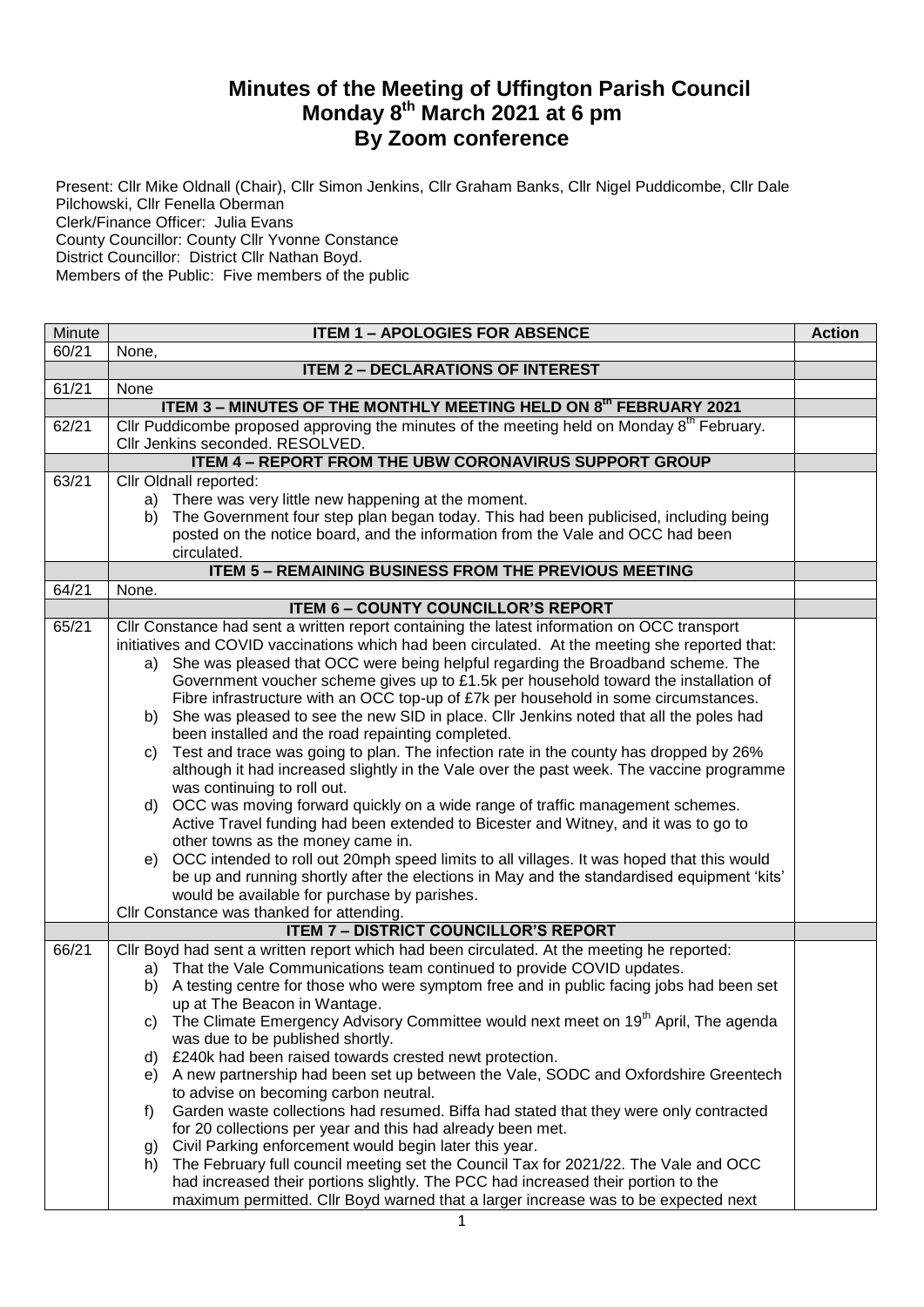# Minutes of the Meeting of Uffington Parish Council
# Monday 8th March 2021 at 6 pm
# By Zoom conference

Present: Cllr Mike Oldnall (Chair), Cllr Simon Jenkins, Cllr Graham Banks, Cllr Nigel Puddicombe, Cllr Dale Pilchowski, Cllr Fenella Oberman
Clerk/Finance Officer: Julia Evans
County Councillor: County Cllr Yvonne Constance
District Councillor: District Cllr Nathan Boyd.
Members of the Public: Five members of the public

| Minute | ITEM 1 – APOLOGIES FOR ABSENCE | Action |
|---|---|---|
| 60/21 | None, | |
| | **ITEM 2 – DECLARATIONS OF INTEREST** | |
| 61/21 | None | |
| | **ITEM 3 – MINUTES OF THE MONTHLY MEETING HELD ON 8th FEBRUARY 2021** | |
| 62/21 | Cllr Puddicombe proposed approving the minutes of the meeting held on Monday 8th February. Cllr Jenkins seconded. RESOLVED. | |
| | **ITEM 4 – REPORT FROM THE UBW CORONAVIRUS SUPPORT GROUP** | |
| 63/21 | Cllr Oldnall reported:<br>a) There was very little new happening at the moment.<br>b) The Government four step plan began today. This had been publicised, including being posted on the notice board, and the information from the Vale and OCC had been circulated. | |
| | **ITEM 5 – REMAINING BUSINESS FROM THE PREVIOUS MEETING** | |
| 64/21 | None. | |
| | **ITEM 6 – COUNTY COUNCILLOR'S REPORT** | |
| 65/21 | Cllr Constance had sent a written report containing the latest information on OCC transport initiatives and COVID vaccinations which had been circulated. At the meeting she reported that:<br>a) She was pleased that OCC were being helpful regarding the Broadband scheme. The Government voucher scheme gives up to £1.5k per household toward the installation of Fibre infrastructure with an OCC top-up of £7k per household in some circumstances.<br>b) She was pleased to see the new SID in place. Cllr Jenkins noted that all the poles had been installed and the road repainting completed.<br>c) Test and trace was going to plan. The infection rate in the county has dropped by 26% although it had increased slightly in the Vale over the past week. The vaccine programme was continuing to roll out.<br>d) OCC was moving forward quickly on a wide range of traffic management schemes. Active Travel funding had been extended to Bicester and Witney, and it was to go to other towns as the money came in.<br>e) OCC intended to roll out 20mph speed limits to all villages. It was hoped that this would be up and running shortly after the elections in May and the standardised equipment 'kits' would be available for purchase by parishes.<br>Cllr Constance was thanked for attending. | |
| | **ITEM 7 – DISTRICT COUNCILLOR'S REPORT** | |
| 66/21 | Cllr Boyd had sent a written report which had been circulated. At the meeting he reported:<br>a) That the Vale Communications team continued to provide COVID updates.<br>b) A testing centre for those who were symptom free and in public facing jobs had been set up at The Beacon in Wantage.<br>c) The Climate Emergency Advisory Committee would next meet on 19th April, The agenda was due to be published shortly.<br>d) £240k had been raised towards crested newt protection.<br>e) A new partnership had been set up between the Vale, SODC and Oxfordshire Greentech to advise on becoming carbon neutral.<br>f) Garden waste collections had resumed. Biffa had stated that they were only contracted for 20 collections per year and this had already been met.<br>g) Civil Parking enforcement would begin later this year.<br>h) The February full council meeting set the Council Tax for 2021/22. The Vale and OCC had increased their portions slightly. The PCC had increased their portion to the maximum permitted. Cllr Boyd warned that a larger increase was to be expected next | |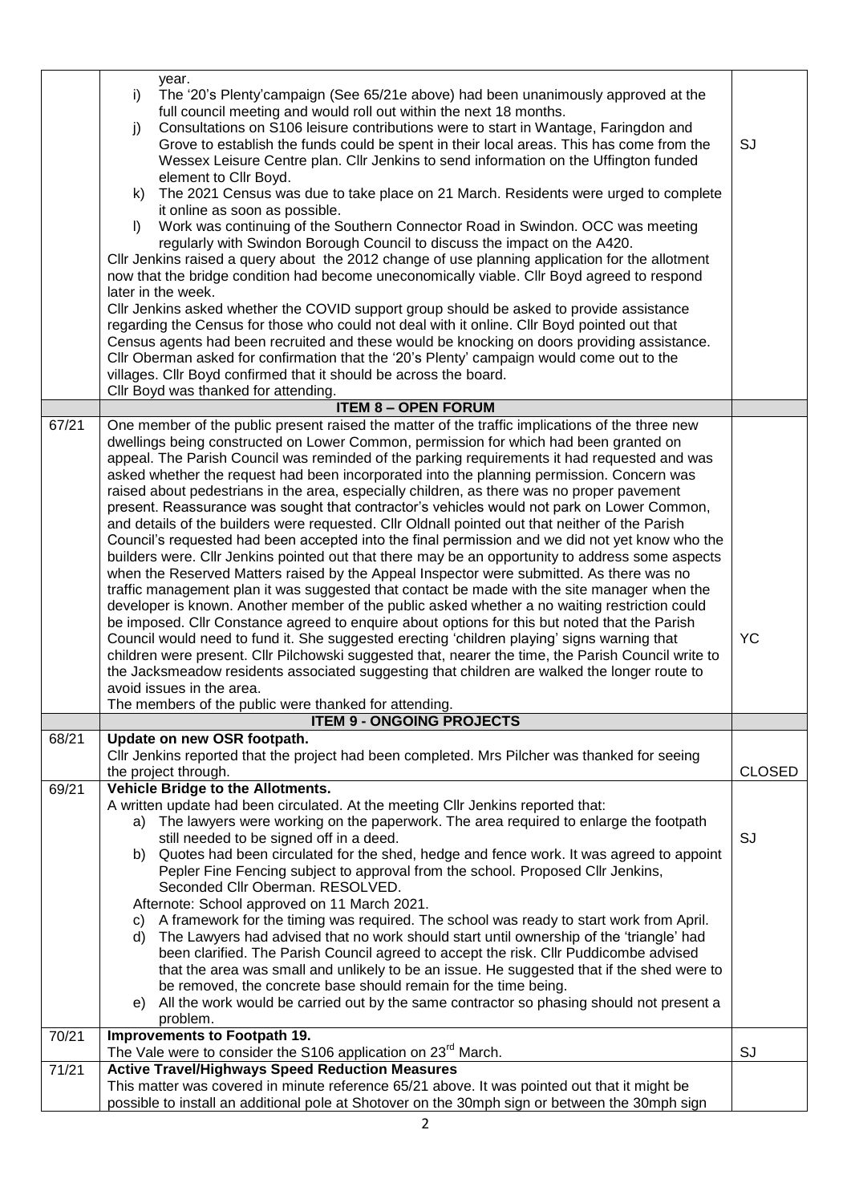| | | |
|---|---|---|
| | year.<br>i) The '20's Plenty'campaign (See 65/21e above) had been unanimously approved at the full council meeting and would roll out within the next 18 months.<br>j) Consultations on S106 leisure contributions were to start in Wantage, Faringdon and Grove to establish the funds could be spent in their local areas. This has come from the Wessex Leisure Centre plan. Cllr Jenkins to send information on the Uffington funded element to Cllr Boyd.<br>k) The 2021 Census was due to take place on 21 March. Residents were urged to complete it online as soon as possible.<br>l) Work was continuing of the Southern Connector Road in Swindon. OCC was meeting regularly with Swindon Borough Council to discuss the impact on the A420.<br>Cllr Jenkins raised a query about the 2012 change of use planning application for the allotment now that the bridge condition had become uneconomically viable. Cllr Boyd agreed to respond later in the week.<br>Cllr Jenkins asked whether the COVID support group should be asked to provide assistance regarding the Census for those who could not deal with it online. Cllr Boyd pointed out that Census agents had been recruited and these would be knocking on doors providing assistance.<br>Cllr Oberman asked for confirmation that the '20's Plenty' campaign would come out to the villages. Cllr Boyd confirmed that it should be across the board.<br>Cllr Boyd was thanked for attending. | SJ |
| | **ITEM 8 – OPEN FORUM** | |
| 67/21 | One member of the public present raised the matter of the traffic implications of the three new dwellings being constructed on Lower Common, permission for which had been granted on appeal. The Parish Council was reminded of the parking requirements it had requested and was asked whether the request had been incorporated into the planning permission. Concern was raised about pedestrians in the area, especially children, as there was no proper pavement present. Reassurance was sought that contractor's vehicles would not park on Lower Common, and details of the builders were requested. Cllr Oldnall pointed out that neither of the Parish Council's requested had been accepted into the final permission and we did not yet know who the builders were. Cllr Jenkins pointed out that there may be an opportunity to address some aspects when the Reserved Matters raised by the Appeal Inspector were submitted. As there was no traffic management plan it was suggested that contact be made with the site manager when the developer is known. Another member of the public asked whether a no waiting restriction could be imposed. Cllr Constance agreed to enquire about options for this but noted that the Parish Council would need to fund it. She suggested erecting 'children playing' signs warning that children were present. Cllr Pilchowski suggested that, nearer the time, the Parish Council write to the Jacksmeadow residents associated suggesting that children are walked the longer route to avoid issues in the area.<br>The members of the public were thanked for attending. | YC |
| | **ITEM 9 - ONGOING PROJECTS** | |
| 68/21 | **Update on new OSR footpath.**<br>Cllr Jenkins reported that the project had been completed. Mrs Pilcher was thanked for seeing the project through. | CLOSED |
| 69/21 | **Vehicle Bridge to the Allotments.**<br>A written update had been circulated. At the meeting Cllr Jenkins reported that:<br>a) The lawyers were working on the paperwork. The area required to enlarge the footpath still needed to be signed off in a deed.<br>b) Quotes had been circulated for the shed, hedge and fence work. It was agreed to appoint Pepler Fine Fencing subject to approval from the school. Proposed Cllr Jenkins, Seconded Cllr Oberman. RESOLVED.<br>Afternote: School approved on 11 March 2021.<br>c) A framework for the timing was required. The school was ready to start work from April.<br>d) The Lawyers had advised that no work should start until ownership of the 'triangle' had been clarified. The Parish Council agreed to accept the risk. Cllr Puddicombe advised that the area was small and unlikely to be an issue. He suggested that if the shed were to be removed, the concrete base should remain for the time being.<br>e) All the work would be carried out by the same contractor so phasing should not present a problem. | SJ |
| 70/21 | **Improvements to Footpath 19.**<br>The Vale were to consider the S106 application on 23rd March. | SJ |
| 71/21 | **Active Travel/Highways Speed Reduction Measures**<br>This matter was covered in minute reference 65/21 above. It was pointed out that it might be possible to install an additional pole at Shotover on the 30mph sign or between the 30mph sign | |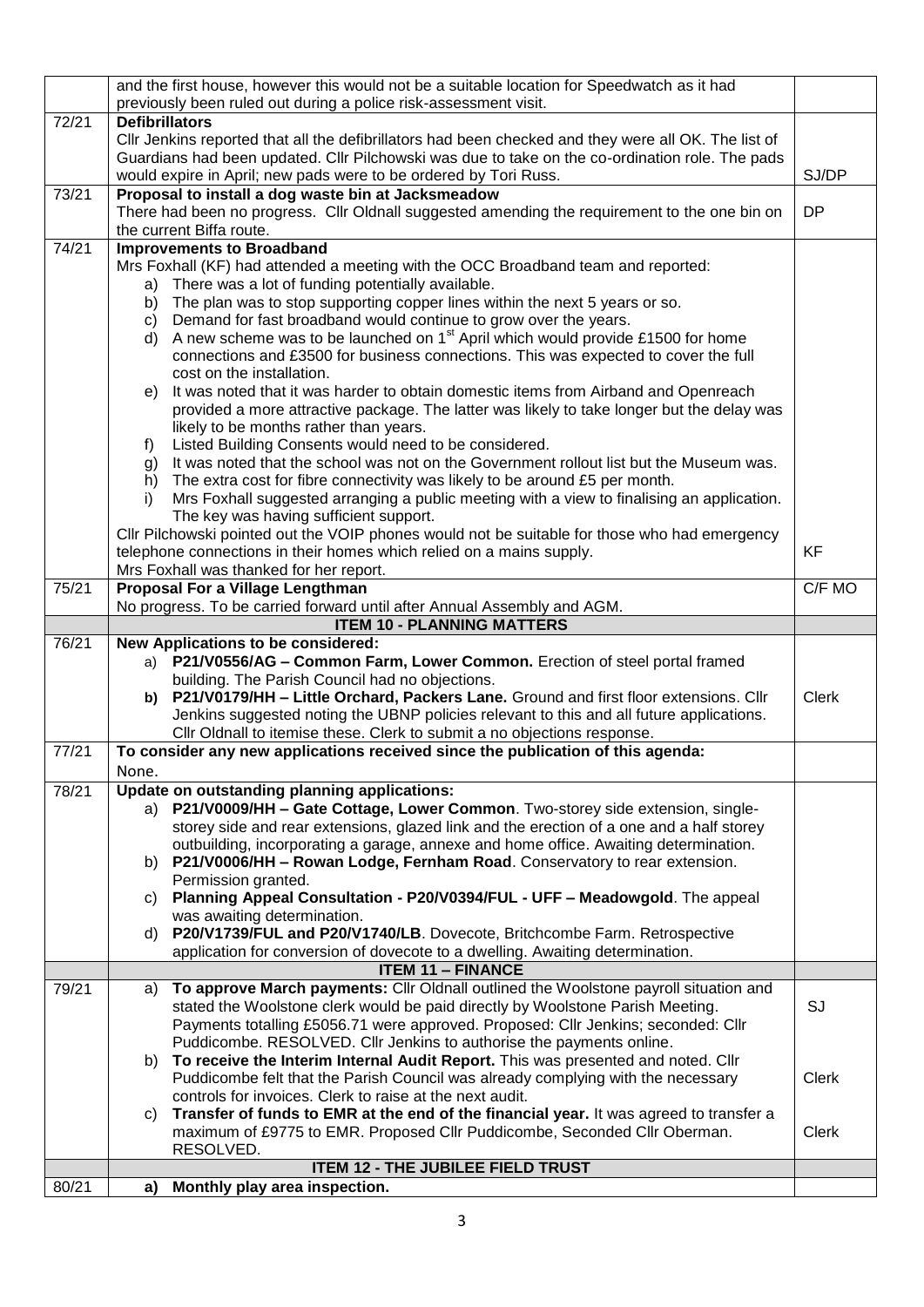| | | |
|---|---|---|
| | and the first house, however this would not be a suitable location for Speedwatch as it had previously been ruled out during a police risk-assessment visit. | |
| 72/21 | **Defibrillators**<br>Cllr Jenkins reported that all the defibrillators had been checked and they were all OK. The list of Guardians had been updated. Cllr Pilchowski was due to take on the co-ordination role. The pads would expire in April; new pads were to be ordered by Tori Russ. | SJ/DP |
| 73/21 | **Proposal to install a dog waste bin at Jacksmeadow**<br>There had been no progress. Cllr Oldnall suggested amending the requirement to the one bin on the current Biffa route. | DP |
| 74/21 | **Improvements to Broadband**<br>Mrs Foxhall (KF) had attended a meeting with the OCC Broadband team and reported:<br>a) There was a lot of funding potentially available.<br>b) The plan was to stop supporting copper lines within the next 5 years or so.<br>c) Demand for fast broadband would continue to grow over the years.<br>d) A new scheme was to be launched on 1st April which would provide £1500 for home connections and £3500 for business connections. This was expected to cover the full cost on the installation.<br>e) It was noted that it was harder to obtain domestic items from Airband and Openreach provided a more attractive package. The latter was likely to take longer but the delay was likely to be months rather than years.<br>f) Listed Building Consents would need to be considered.<br>g) It was noted that the school was not on the Government rollout list but the Museum was.<br>h) The extra cost for fibre connectivity was likely to be around £5 per month.<br>i) Mrs Foxhall suggested arranging a public meeting with a view to finalising an application. The key was having sufficient support.<br>Cllr Pilchowski pointed out the VOIP phones would not be suitable for those who had emergency telephone connections in their homes which relied on a mains supply.<br>Mrs Foxhall was thanked for her report. | KF |
| 75/21 | **Proposal For a Village Lengthman**<br>No progress. To be carried forward until after Annual Assembly and AGM. | C/F MO |
| | **ITEM 10 - PLANNING MATTERS** | |
| 76/21 | **New Applications to be considered:**<br>a) **P21/V0556/AG – Common Farm, Lower Common.** Erection of steel portal framed building. The Parish Council had no objections.<br>b) **P21/V0179/HH – Little Orchard, Packers Lane.** Ground and first floor extensions. Cllr Jenkins suggested noting the UBNP policies relevant to this and all future applications. Cllr Oldnall to itemise these. Clerk to submit a no objections response. | Clerk |
| 77/21 | **To consider any new applications received since the publication of this agenda:**<br>None. | |
| 78/21 | **Update on outstanding planning applications:**<br>a) **P21/V0009/HH – Gate Cottage, Lower Common**. Two-storey side extension, single-storey side and rear extensions, glazed link and the erection of a one and a half storey outbuilding, incorporating a garage, annexe and home office. Awaiting determination.<br>b) **P21/V0006/HH – Rowan Lodge, Fernham Road**. Conservatory to rear extension. Permission granted.<br>c) **Planning Appeal Consultation - P20/V0394/FUL - UFF – Meadowgold**. The appeal was awaiting determination.<br>d) **P20/V1739/FUL and P20/V1740/LB**. Dovecote, Britchcombe Farm. Retrospective application for conversion of dovecote to a dwelling. Awaiting determination. | |
| | **ITEM 11 – FINANCE** | |
| 79/21 | a) **To approve March payments:** Cllr Oldnall outlined the Woolstone payroll situation and stated the Woolstone clerk would be paid directly by Woolstone Parish Meeting. Payments totalling £5056.71 were approved. Proposed: Cllr Jenkins; seconded: Cllr Puddicombe. RESOLVED. Cllr Jenkins to authorise the payments online.<br>b) **To receive the Interim Internal Audit Report.** This was presented and noted. Cllr Puddicombe felt that the Parish Council was already complying with the necessary controls for invoices. Clerk to raise at the next audit.<br>c) **Transfer of funds to EMR at the end of the financial year.** It was agreed to transfer a maximum of £9775 to EMR. Proposed Cllr Puddicombe, Seconded Cllr Oberman. RESOLVED. | SJ<br><br>Clerk<br><br>Clerk |
| | **ITEM 12 - THE JUBILEE FIELD TRUST** | |
| 80/21 | **a) Monthly play area inspection.** | |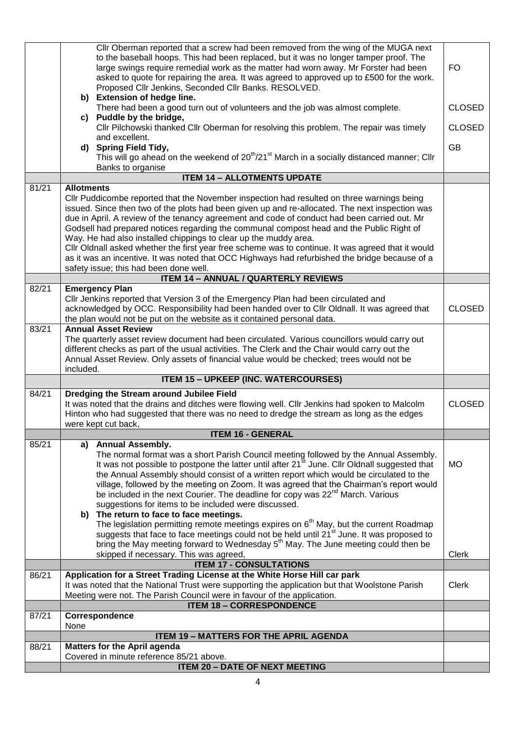| | | |
|---|---|---|
| | Cllr Oberman reported that a screw had been removed from the wing of the MUGA next to the baseball hoops. This had been replaced, but it was no longer tamper proof. The large swings require remedial work as the matter had worn away. Mr Forster had been asked to quote for repairing the area. It was agreed to approved up to £500 for the work. Proposed Cllr Jenkins, Seconded Cllr Banks. RESOLVED. | FO |
| | **b) Extension of hedge line.**<br>There had been a good turn out of volunteers and the job was almost complete. | CLOSED |
| | **c) Puddle by the bridge,**<br>Cllr Pilchowski thanked Cllr Oberman for resolving this problem. The repair was timely and excellent. | CLOSED |
| | **d) Spring Field Tidy,**<br>This will go ahead on the weekend of 20th/21st March in a socially distanced manner; Cllr Banks to organise | GB |
| | **ITEM 14 – ALLOTMENTS UPDATE** | |
| 81/21 | **Allotments**<br>Cllr Puddicombe reported that the November inspection had resulted on three warnings being issued. Since then two of the plots had been given up and re-allocated. The next inspection was due in April. A review of the tenancy agreement and code of conduct had been carried out. Mr Godsell had prepared notices regarding the communal compost head and the Public Right of Way. He had also installed chippings to clear up the muddy area.<br>Cllr Oldnall asked whether the first year free scheme was to continue. It was agreed that it would as it was an incentive. It was noted that OCC Highways had refurbished the bridge because of a safety issue; this had been done well. | |
| | **ITEM 14 – ANNUAL / QUARTERLY REVIEWS** | |
| 82/21 | **Emergency Plan**<br>Cllr Jenkins reported that Version 3 of the Emergency Plan had been circulated and acknowledged by OCC. Responsibility had been handed over to Cllr Oldnall. It was agreed that the plan would not be put on the website as it contained personal data. | CLOSED |
| 83/21 | **Annual Asset Review**<br>The quarterly asset review document had been circulated. Various councillors would carry out different checks as part of the usual activities. The Clerk and the Chair would carry out the Annual Asset Review. Only assets of financial value would be checked; trees would not be included. | |
| | **ITEM 15 – UPKEEP (INC. WATERCOURSES)** | |
| 84/21 | **Dredging the Stream around Jubilee Field**<br>It was noted that the drains and ditches were flowing well. Cllr Jenkins had spoken to Malcolm Hinton who had suggested that there was no need to dredge the stream as long as the edges were kept cut back, | CLOSED |
| | **ITEM 16 - GENERAL** | |
| 85/21 | **a) Annual Assembly.**<br>The normal format was a short Parish Council meeting followed by the Annual Assembly. It was not possible to postpone the latter until after 21st June. Cllr Oldnall suggested that the Annual Assembly should consist of a written report which would be circulated to the village, followed by the meeting on Zoom. It was agreed that the Chairman's report would be included in the next Courier. The deadline for copy was 22nd March. Various suggestions for items to be included were discussed. | MO |
| | **b) The return to face to face meetings.**<br>The legislation permitting remote meetings expires on 6th May, but the current Roadmap suggests that face to face meetings could not be held until 21st June. It was proposed to bring the May meeting forward to Wednesday 5th May. The June meeting could then be skipped if necessary. This was agreed, | Clerk |
| | **ITEM 17 - CONSULTATIONS** | |
| 86/21 | **Application for a Street Trading License at the White Horse Hill car park**<br>It was noted that the National Trust were supporting the application but that Woolstone Parish Meeting were not. The Parish Council were in favour of the application. | Clerk |
| | **ITEM 18 – CORRESPONDENCE** | |
| 87/21 | **Correspondence**<br>None | |
| | **ITEM 19 – MATTERS FOR THE APRIL AGENDA** | |
| 88/21 | **Matters for the April agenda**<br>Covered in minute reference 85/21 above. | |
| | **ITEM 20 – DATE OF NEXT MEETING** | |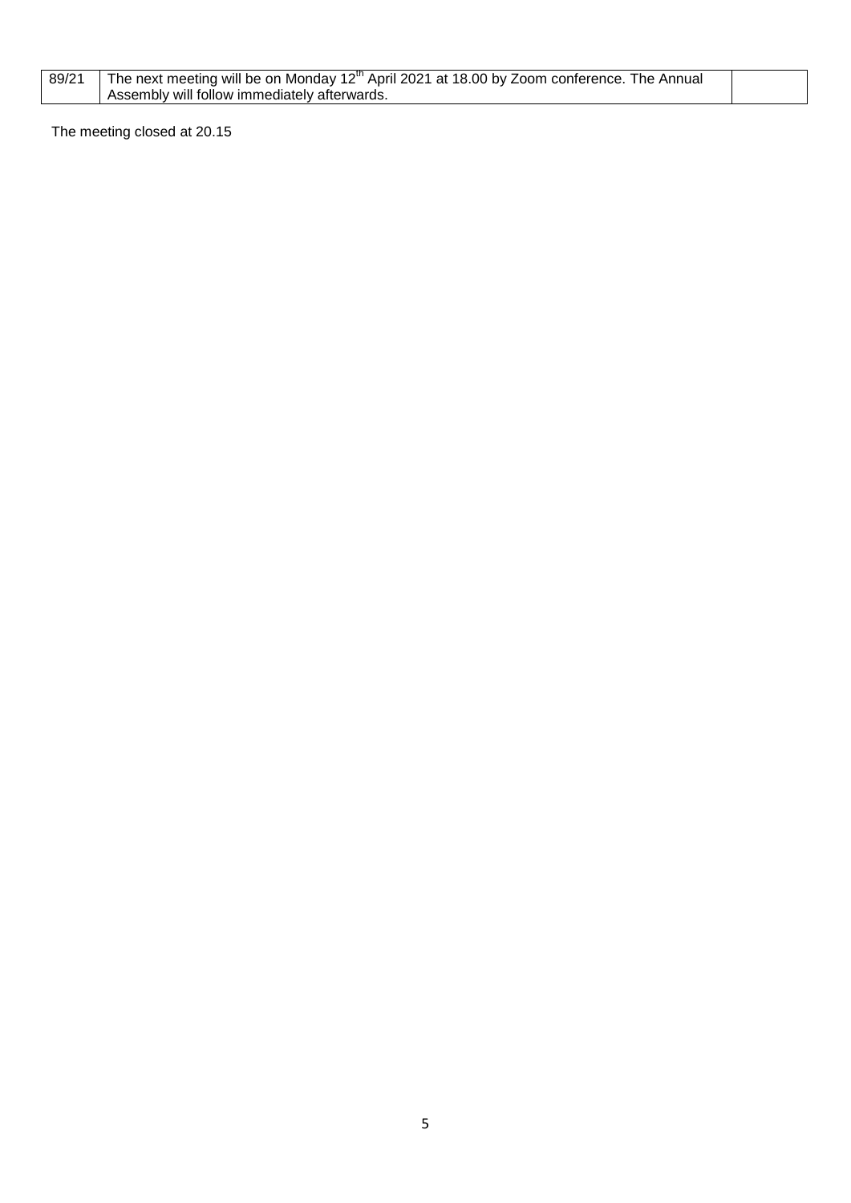| | | |
|---|---|---|
| 89/21 | The next meeting will be on Monday 12th April 2021 at 18.00 by Zoom conference. The Annual Assembly will follow immediately afterwards. | |

The meeting closed at 20.15